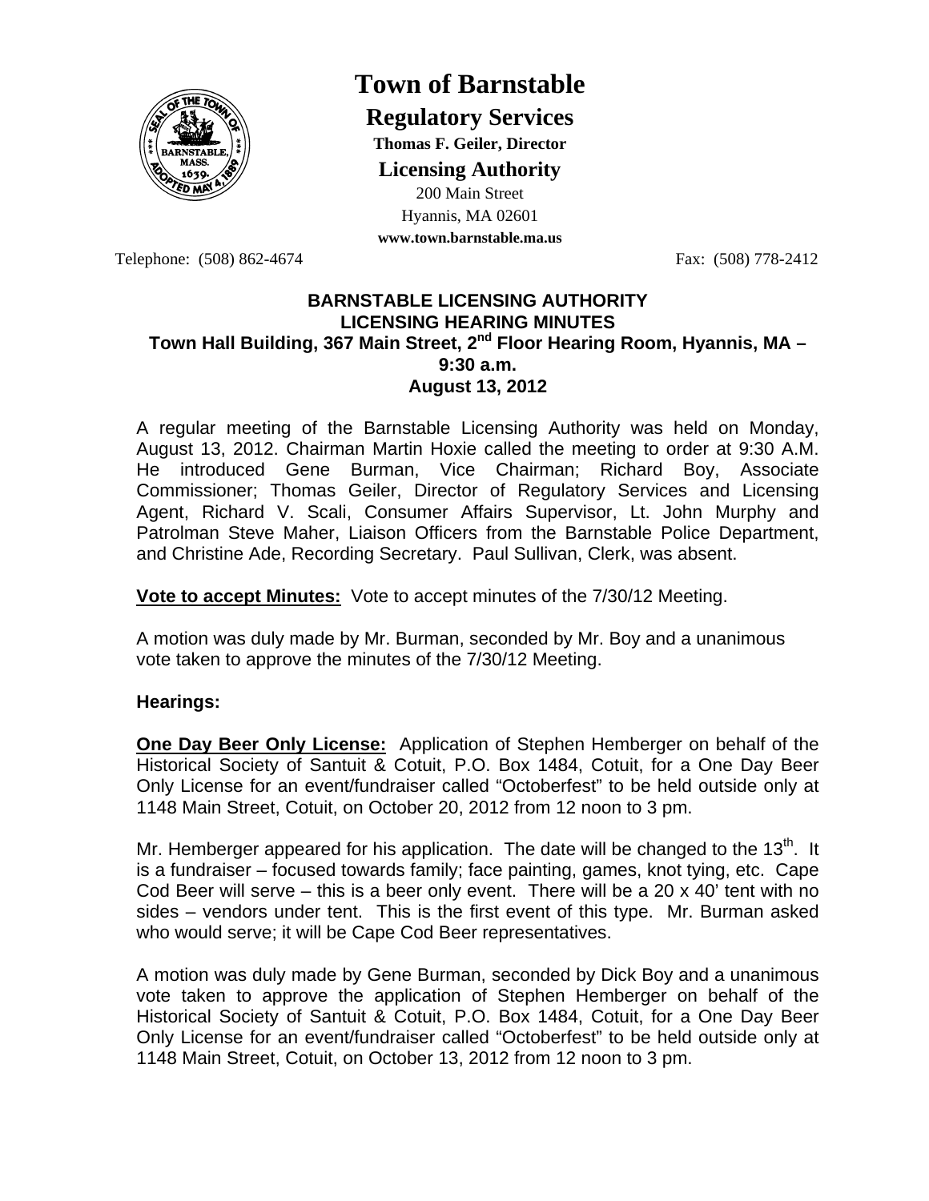# Town of Barnstable

## Regulatory Services

**Thomas F. Geiler, Director**

### Licensing Authority

200 Main Street
Hyannis, MA 02601
**www.town.barnstable.ma.us**

Telephone: (508) 862-4674 Fax: (508) 778-2412

**BARNSTABLE LICENSING AUTHORITY**
**LICENSING HEARING MINUTES**
**Town Hall Building, 367 Main Street, 2nd Floor Hearing Room, Hyannis, MA – 9:30 a.m.**
**August 13, 2012**

A regular meeting of the Barnstable Licensing Authority was held on Monday, August 13, 2012. Chairman Martin Hoxie called the meeting to order at 9:30 A.M. He introduced Gene Burman, Vice Chairman; Richard Boy, Associate Commissioner; Thomas Geiler, Director of Regulatory Services and Licensing Agent, Richard V. Scali, Consumer Affairs Supervisor, Lt. John Murphy and Patrolman Steve Maher, Liaison Officers from the Barnstable Police Department, and Christine Ade, Recording Secretary. Paul Sullivan, Clerk, was absent.

**Vote to accept Minutes:** Vote to accept minutes of the 7/30/12 Meeting.

A motion was duly made by Mr. Burman, seconded by Mr. Boy and a unanimous vote taken to approve the minutes of the 7/30/12 Meeting.

**Hearings:**

**One Day Beer Only License:** Application of Stephen Hemberger on behalf of the Historical Society of Santuit & Cotuit, P.O. Box 1484, Cotuit, for a One Day Beer Only License for an event/fundraiser called "Octoberfest" to be held outside only at 1148 Main Street, Cotuit, on October 20, 2012 from 12 noon to 3 pm.

Mr. Hemberger appeared for his application. The date will be changed to the 13th. It is a fundraiser – focused towards family; face painting, games, knot tying, etc. Cape Cod Beer will serve – this is a beer only event. There will be a 20 x 40' tent with no sides – vendors under tent. This is the first event of this type. Mr. Burman asked who would serve; it will be Cape Cod Beer representatives.

A motion was duly made by Gene Burman, seconded by Dick Boy and a unanimous vote taken to approve the application of Stephen Hemberger on behalf of the Historical Society of Santuit & Cotuit, P.O. Box 1484, Cotuit, for a One Day Beer Only License for an event/fundraiser called "Octoberfest" to be held outside only at 1148 Main Street, Cotuit, on October 13, 2012 from 12 noon to 3 pm.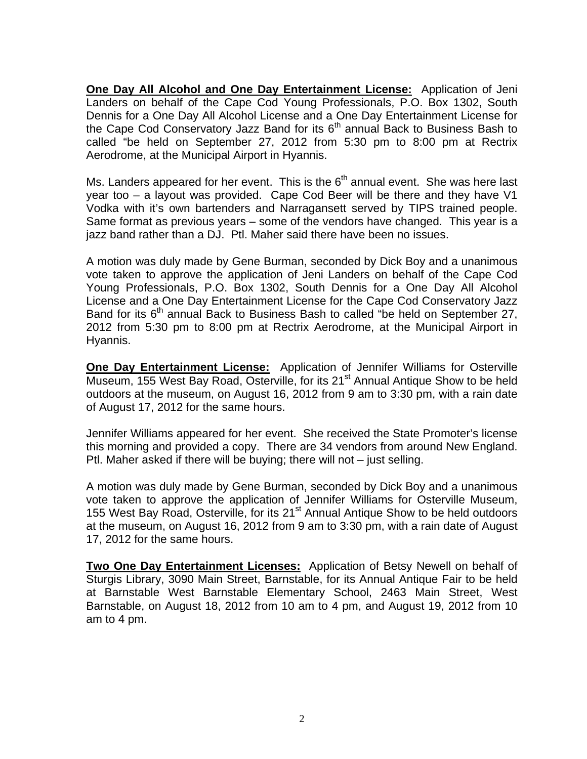**One Day All Alcohol and One Day Entertainment License:** Application of Jeni Landers on behalf of the Cape Cod Young Professionals, P.O. Box 1302, South Dennis for a One Day All Alcohol License and a One Day Entertainment License for the Cape Cod Conservatory Jazz Band for its 6th annual Back to Business Bash to called "be held on September 27, 2012 from 5:30 pm to 8:00 pm at Rectrix Aerodrome, at the Municipal Airport in Hyannis.

Ms. Landers appeared for her event. This is the 6th annual event. She was here last year too – a layout was provided. Cape Cod Beer will be there and they have V1 Vodka with it's own bartenders and Narragansett served by TIPS trained people. Same format as previous years – some of the vendors have changed. This year is a jazz band rather than a DJ. Ptl. Maher said there have been no issues.

A motion was duly made by Gene Burman, seconded by Dick Boy and a unanimous vote taken to approve the application of Jeni Landers on behalf of the Cape Cod Young Professionals, P.O. Box 1302, South Dennis for a One Day All Alcohol License and a One Day Entertainment License for the Cape Cod Conservatory Jazz Band for its 6th annual Back to Business Bash to called "be held on September 27, 2012 from 5:30 pm to 8:00 pm at Rectrix Aerodrome, at the Municipal Airport in Hyannis.

**One Day Entertainment License:** Application of Jennifer Williams for Osterville Museum, 155 West Bay Road, Osterville, for its 21st Annual Antique Show to be held outdoors at the museum, on August 16, 2012 from 9 am to 3:30 pm, with a rain date of August 17, 2012 for the same hours.

Jennifer Williams appeared for her event. She received the State Promoter's license this morning and provided a copy. There are 34 vendors from around New England. Ptl. Maher asked if there will be buying; there will not – just selling.

A motion was duly made by Gene Burman, seconded by Dick Boy and a unanimous vote taken to approve the application of Jennifer Williams for Osterville Museum, 155 West Bay Road, Osterville, for its 21st Annual Antique Show to be held outdoors at the museum, on August 16, 2012 from 9 am to 3:30 pm, with a rain date of August 17, 2012 for the same hours.

**Two One Day Entertainment Licenses:** Application of Betsy Newell on behalf of Sturgis Library, 3090 Main Street, Barnstable, for its Annual Antique Fair to be held at Barnstable West Barnstable Elementary School, 2463 Main Street, West Barnstable, on August 18, 2012 from 10 am to 4 pm, and August 19, 2012 from 10 am to 4 pm.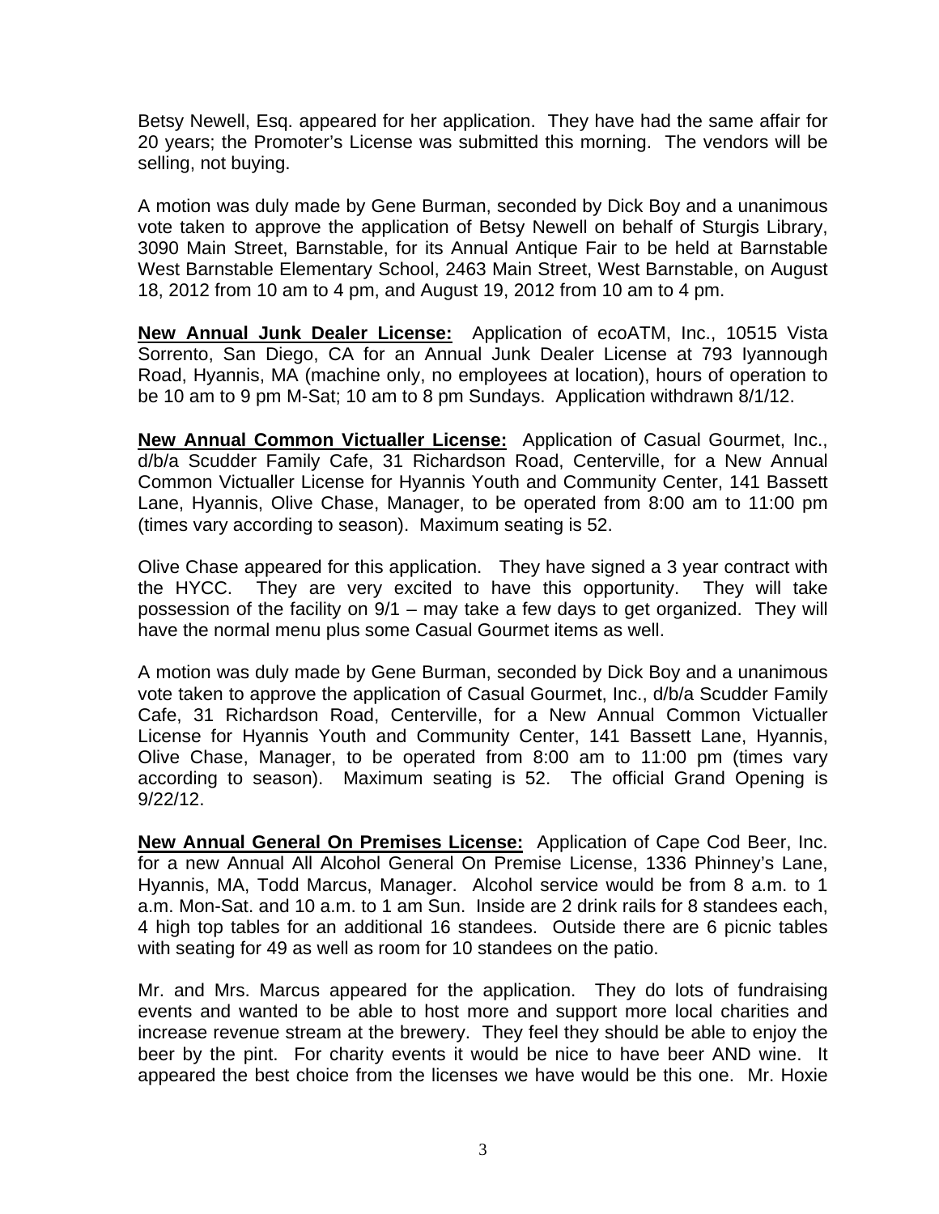Betsy Newell, Esq. appeared for her application. They have had the same affair for 20 years; the Promoter's License was submitted this morning. The vendors will be selling, not buying.

A motion was duly made by Gene Burman, seconded by Dick Boy and a unanimous vote taken to approve the application of Betsy Newell on behalf of Sturgis Library, 3090 Main Street, Barnstable, for its Annual Antique Fair to be held at Barnstable West Barnstable Elementary School, 2463 Main Street, West Barnstable, on August 18, 2012 from 10 am to 4 pm, and August 19, 2012 from 10 am to 4 pm.

**New Annual Junk Dealer License:** Application of ecoATM, Inc., 10515 Vista Sorrento, San Diego, CA for an Annual Junk Dealer License at 793 Iyannough Road, Hyannis, MA (machine only, no employees at location), hours of operation to be 10 am to 9 pm M-Sat; 10 am to 8 pm Sundays. Application withdrawn 8/1/12.

**New Annual Common Victualler License:** Application of Casual Gourmet, Inc., d/b/a Scudder Family Cafe, 31 Richardson Road, Centerville, for a New Annual Common Victualler License for Hyannis Youth and Community Center, 141 Bassett Lane, Hyannis, Olive Chase, Manager, to be operated from 8:00 am to 11:00 pm (times vary according to season). Maximum seating is 52.

Olive Chase appeared for this application. They have signed a 3 year contract with the HYCC. They are very excited to have this opportunity. They will take possession of the facility on 9/1 – may take a few days to get organized. They will have the normal menu plus some Casual Gourmet items as well.

A motion was duly made by Gene Burman, seconded by Dick Boy and a unanimous vote taken to approve the application of Casual Gourmet, Inc., d/b/a Scudder Family Cafe, 31 Richardson Road, Centerville, for a New Annual Common Victualler License for Hyannis Youth and Community Center, 141 Bassett Lane, Hyannis, Olive Chase, Manager, to be operated from 8:00 am to 11:00 pm (times vary according to season). Maximum seating is 52. The official Grand Opening is 9/22/12.

**New Annual General On Premises License:** Application of Cape Cod Beer, Inc. for a new Annual All Alcohol General On Premise License, 1336 Phinney's Lane, Hyannis, MA, Todd Marcus, Manager. Alcohol service would be from 8 a.m. to 1 a.m. Mon-Sat. and 10 a.m. to 1 am Sun. Inside are 2 drink rails for 8 standees each, 4 high top tables for an additional 16 standees. Outside there are 6 picnic tables with seating for 49 as well as room for 10 standees on the patio.

Mr. and Mrs. Marcus appeared for the application. They do lots of fundraising events and wanted to be able to host more and support more local charities and increase revenue stream at the brewery. They feel they should be able to enjoy the beer by the pint. For charity events it would be nice to have beer AND wine. It appeared the best choice from the licenses we have would be this one. Mr. Hoxie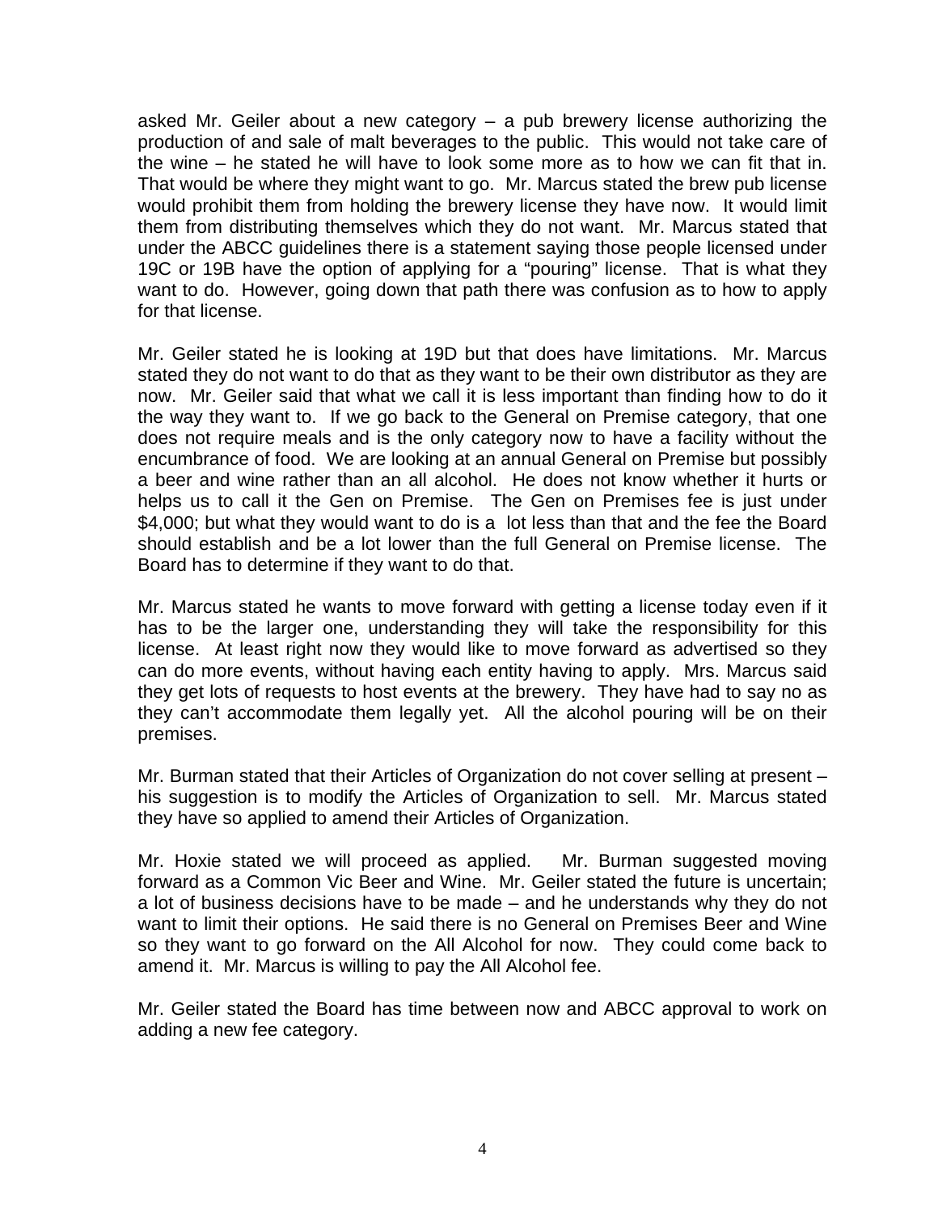asked Mr. Geiler about a new category – a pub brewery license authorizing the production of and sale of malt beverages to the public. This would not take care of the wine – he stated he will have to look some more as to how we can fit that in. That would be where they might want to go. Mr. Marcus stated the brew pub license would prohibit them from holding the brewery license they have now. It would limit them from distributing themselves which they do not want. Mr. Marcus stated that under the ABCC guidelines there is a statement saying those people licensed under 19C or 19B have the option of applying for a "pouring" license. That is what they want to do. However, going down that path there was confusion as to how to apply for that license.

Mr. Geiler stated he is looking at 19D but that does have limitations. Mr. Marcus stated they do not want to do that as they want to be their own distributor as they are now. Mr. Geiler said that what we call it is less important than finding how to do it the way they want to. If we go back to the General on Premise category, that one does not require meals and is the only category now to have a facility without the encumbrance of food. We are looking at an annual General on Premise but possibly a beer and wine rather than an all alcohol. He does not know whether it hurts or helps us to call it the Gen on Premise. The Gen on Premises fee is just under $4,000; but what they would want to do is a lot less than that and the fee the Board should establish and be a lot lower than the full General on Premise license. The Board has to determine if they want to do that.

Mr. Marcus stated he wants to move forward with getting a license today even if it has to be the larger one, understanding they will take the responsibility for this license. At least right now they would like to move forward as advertised so they can do more events, without having each entity having to apply. Mrs. Marcus said they get lots of requests to host events at the brewery. They have had to say no as they can't accommodate them legally yet. All the alcohol pouring will be on their premises.

Mr. Burman stated that their Articles of Organization do not cover selling at present – his suggestion is to modify the Articles of Organization to sell. Mr. Marcus stated they have so applied to amend their Articles of Organization.

Mr. Hoxie stated we will proceed as applied. Mr. Burman suggested moving forward as a Common Vic Beer and Wine. Mr. Geiler stated the future is uncertain; a lot of business decisions have to be made – and he understands why they do not want to limit their options. He said there is no General on Premises Beer and Wine so they want to go forward on the All Alcohol for now. They could come back to amend it. Mr. Marcus is willing to pay the All Alcohol fee.

Mr. Geiler stated the Board has time between now and ABCC approval to work on adding a new fee category.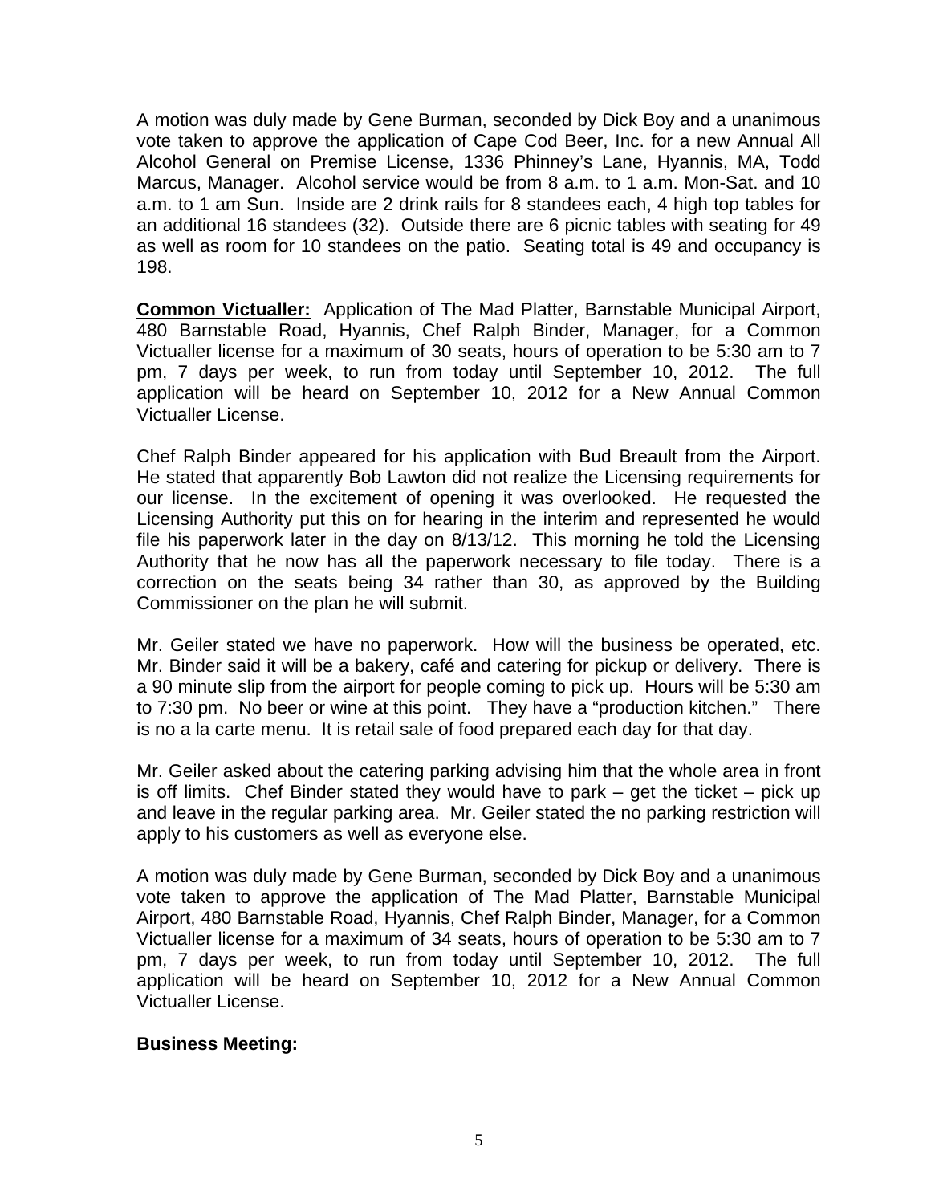A motion was duly made by Gene Burman, seconded by Dick Boy and a unanimous vote taken to approve the application of Cape Cod Beer, Inc. for a new Annual All Alcohol General on Premise License, 1336 Phinney's Lane, Hyannis, MA, Todd Marcus, Manager. Alcohol service would be from 8 a.m. to 1 a.m. Mon-Sat. and 10 a.m. to 1 am Sun. Inside are 2 drink rails for 8 standees each, 4 high top tables for an additional 16 standees (32). Outside there are 6 picnic tables with seating for 49 as well as room for 10 standees on the patio. Seating total is 49 and occupancy is 198.

**Common Victualler:** Application of The Mad Platter, Barnstable Municipal Airport, 480 Barnstable Road, Hyannis, Chef Ralph Binder, Manager, for a Common Victualler license for a maximum of 30 seats, hours of operation to be 5:30 am to 7 pm, 7 days per week, to run from today until September 10, 2012. The full application will be heard on September 10, 2012 for a New Annual Common Victualler License.

Chef Ralph Binder appeared for his application with Bud Breault from the Airport. He stated that apparently Bob Lawton did not realize the Licensing requirements for our license. In the excitement of opening it was overlooked. He requested the Licensing Authority put this on for hearing in the interim and represented he would file his paperwork later in the day on 8/13/12. This morning he told the Licensing Authority that he now has all the paperwork necessary to file today. There is a correction on the seats being 34 rather than 30, as approved by the Building Commissioner on the plan he will submit.

Mr. Geiler stated we have no paperwork. How will the business be operated, etc. Mr. Binder said it will be a bakery, café and catering for pickup or delivery. There is a 90 minute slip from the airport for people coming to pick up. Hours will be 5:30 am to 7:30 pm. No beer or wine at this point. They have a "production kitchen." There is no a la carte menu. It is retail sale of food prepared each day for that day.

Mr. Geiler asked about the catering parking advising him that the whole area in front is off limits. Chef Binder stated they would have to park – get the ticket – pick up and leave in the regular parking area. Mr. Geiler stated the no parking restriction will apply to his customers as well as everyone else.

A motion was duly made by Gene Burman, seconded by Dick Boy and a unanimous vote taken to approve the application of The Mad Platter, Barnstable Municipal Airport, 480 Barnstable Road, Hyannis, Chef Ralph Binder, Manager, for a Common Victualler license for a maximum of 34 seats, hours of operation to be 5:30 am to 7 pm, 7 days per week, to run from today until September 10, 2012. The full application will be heard on September 10, 2012 for a New Annual Common Victualler License.

**Business Meeting:**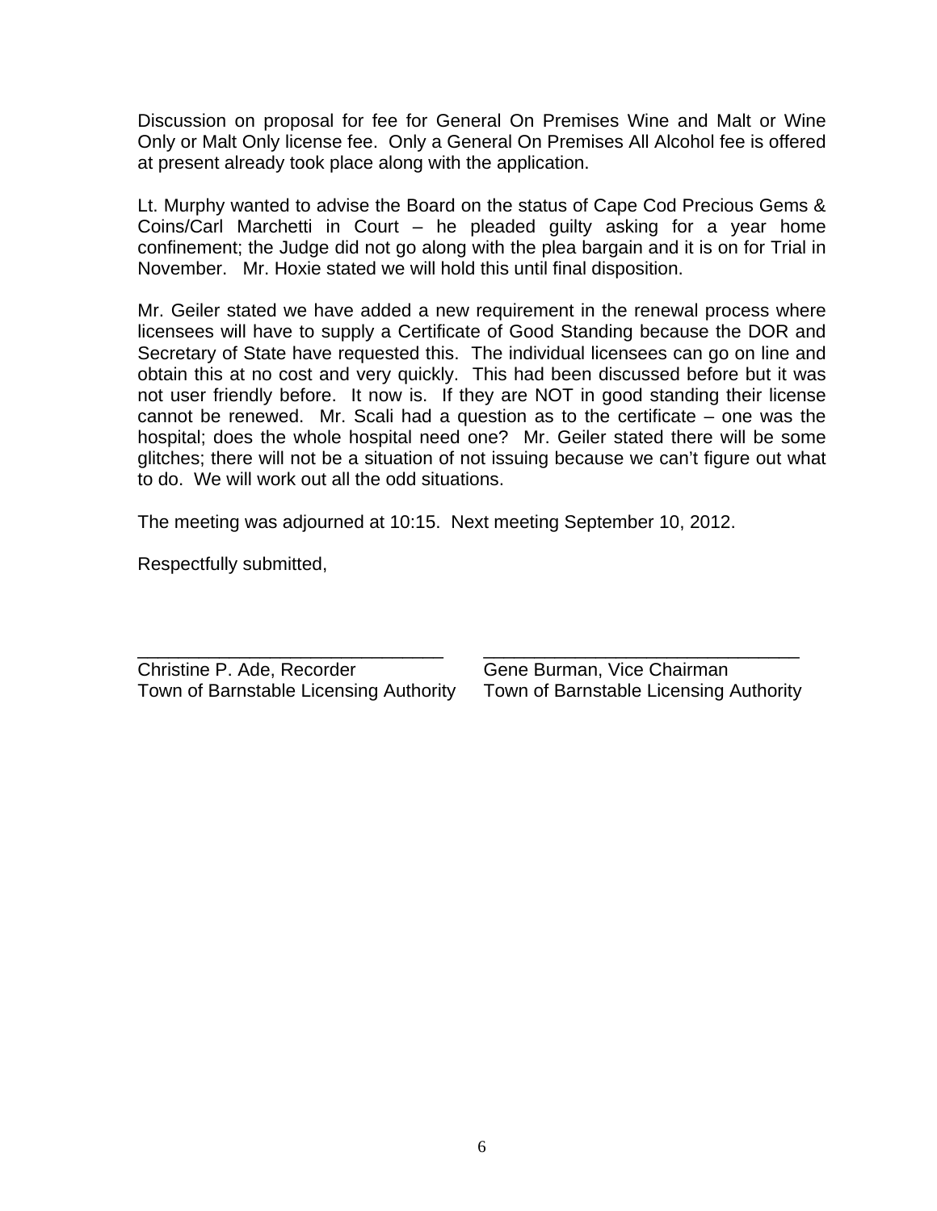Discussion on proposal for fee for General On Premises Wine and Malt or Wine Only or Malt Only license fee. Only a General On Premises All Alcohol fee is offered at present already took place along with the application.

Lt. Murphy wanted to advise the Board on the status of Cape Cod Precious Gems & Coins/Carl Marchetti in Court – he pleaded guilty asking for a year home confinement; the Judge did not go along with the plea bargain and it is on for Trial in November. Mr. Hoxie stated we will hold this until final disposition.

Mr. Geiler stated we have added a new requirement in the renewal process where licensees will have to supply a Certificate of Good Standing because the DOR and Secretary of State have requested this. The individual licensees can go on line and obtain this at no cost and very quickly. This had been discussed before but it was not user friendly before. It now is. If they are NOT in good standing their license cannot be renewed. Mr. Scali had a question as to the certificate – one was the hospital; does the whole hospital need one? Mr. Geiler stated there will be some glitches; there will not be a situation of not issuing because we can't figure out what to do. We will work out all the odd situations.

The meeting was adjourned at 10:15. Next meeting September 10, 2012.

Respectfully submitted,

| | |
|---|---|
| ______________________________ | ______________________________ |
| Christine P. Ade, Recorder | Gene Burman, Vice Chairman |
| Town of Barnstable Licensing Authority | Town of Barnstable Licensing Authority |